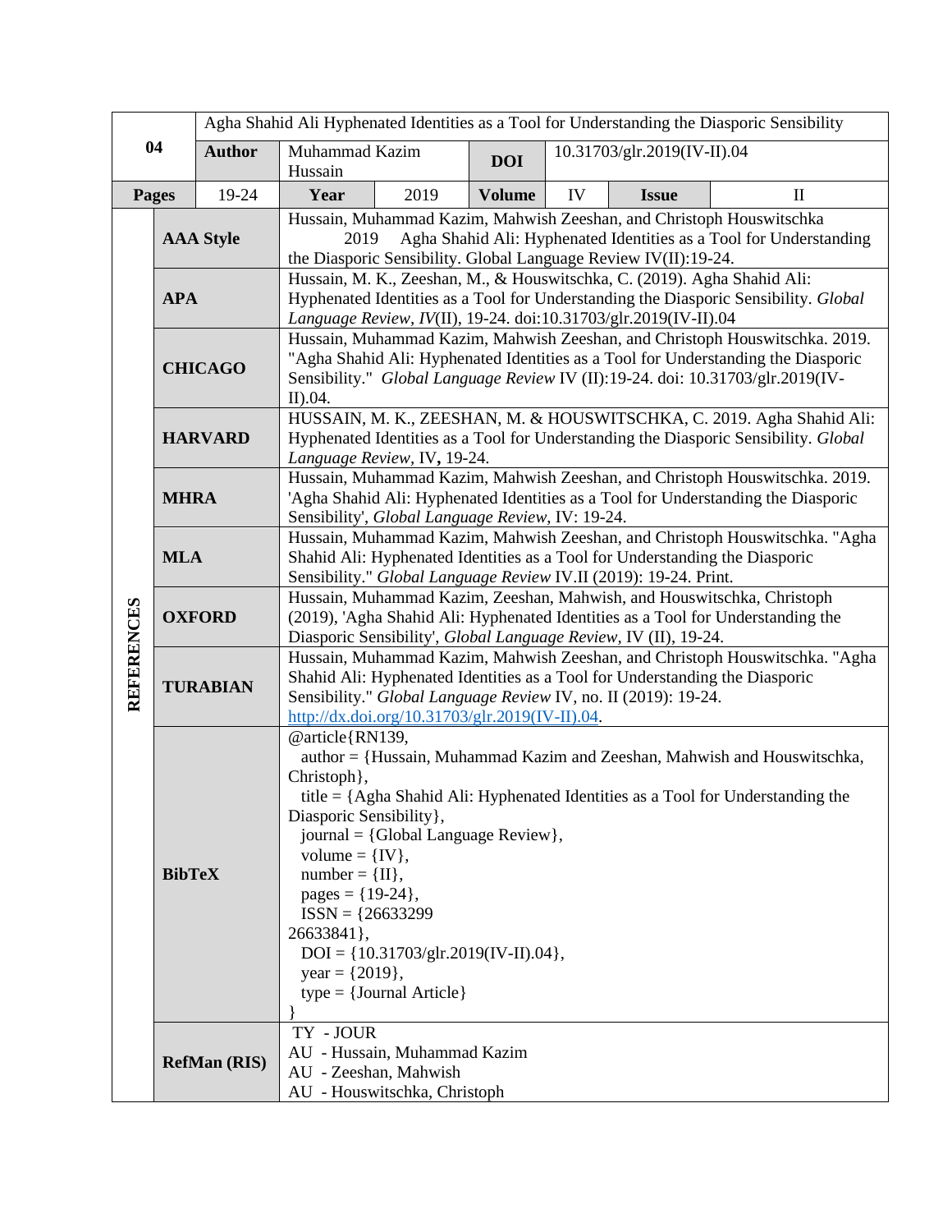| 04 | Agha Shahid Ali Hyphenated Identities as a Tool for Understanding the Diasporic Sensibility | | | | | | |
|---|---|---|---|---|---|---|---|
| | **Author** | Muhammad Kazim Hussain | | **DOI** | 10.31703/glr.2019(IV-II).04 | | |
| **Pages** | 19-24 | **Year** | 2019 | **Volume** | IV | **Issue** | II |

| REFERENCES | | |
|---|---|---|
| | **AAA Style** | Hussain, Muhammad Kazim, Mahwish Zeeshan, and Christoph Houswitschka 2019 Agha Shahid Ali: Hyphenated Identities as a Tool for Understanding the Diasporic Sensibility. Global Language Review IV(II):19-24. |
| | **APA** | Hussain, M. K., Zeeshan, M., & Houswitschka, C. (2019). Agha Shahid Ali: Hyphenated Identities as a Tool for Understanding the Diasporic Sensibility. *Global Language Review*, *IV*(II), 19-24. doi:10.31703/glr.2019(IV-II).04 |
| | **CHICAGO** | Hussain, Muhammad Kazim, Mahwish Zeeshan, and Christoph Houswitschka. 2019. "Agha Shahid Ali: Hyphenated Identities as a Tool for Understanding the Diasporic Sensibility." *Global Language Review* IV (II):19-24. doi: 10.31703/glr.2019(IV-II).04. |
| | **HARVARD** | HUSSAIN, M. K., ZEESHAN, M. & HOUSWITSCHKA, C. 2019. Agha Shahid Ali: Hyphenated Identities as a Tool for Understanding the Diasporic Sensibility. *Global Language Review,* IV**,** 19-24. |
| | **MHRA** | Hussain, Muhammad Kazim, Mahwish Zeeshan, and Christoph Houswitschka. 2019. 'Agha Shahid Ali: Hyphenated Identities as a Tool for Understanding the Diasporic Sensibility', *Global Language Review*, IV: 19-24. |
| | **MLA** | Hussain, Muhammad Kazim, Mahwish Zeeshan, and Christoph Houswitschka. "Agha Shahid Ali: Hyphenated Identities as a Tool for Understanding the Diasporic Sensibility." *Global Language Review* IV.II (2019): 19-24. Print. |
| | **OXFORD** | Hussain, Muhammad Kazim, Zeeshan, Mahwish, and Houswitschka, Christoph (2019), 'Agha Shahid Ali: Hyphenated Identities as a Tool for Understanding the Diasporic Sensibility', *Global Language Review*, IV (II), 19-24. |
| | **TURABIAN** | Hussain, Muhammad Kazim, Mahwish Zeeshan, and Christoph Houswitschka. "Agha Shahid Ali: Hyphenated Identities as a Tool for Understanding the Diasporic Sensibility." *Global Language Review* IV, no. II (2019): 19-24. http://dx.doi.org/10.31703/glr.2019(IV-II).04. |
| | **BibTeX** | @article{RN139, author = {Hussain, Muhammad Kazim and Zeeshan, Mahwish and Houswitschka, Christoph}, title = {Agha Shahid Ali: Hyphenated Identities as a Tool for Understanding the Diasporic Sensibility}, journal = {Global Language Review}, volume = {IV}, number = {II}, pages = {19-24}, ISSN = {26633299 26633841}, DOI = {10.31703/glr.2019(IV-II).04}, year = {2019}, type = {Journal Article} } |
| | **RefMan (RIS)** | TY - JOUR<br>AU - Hussain, Muhammad Kazim<br>AU - Zeeshan, Mahwish<br>AU - Houswitschka, Christoph |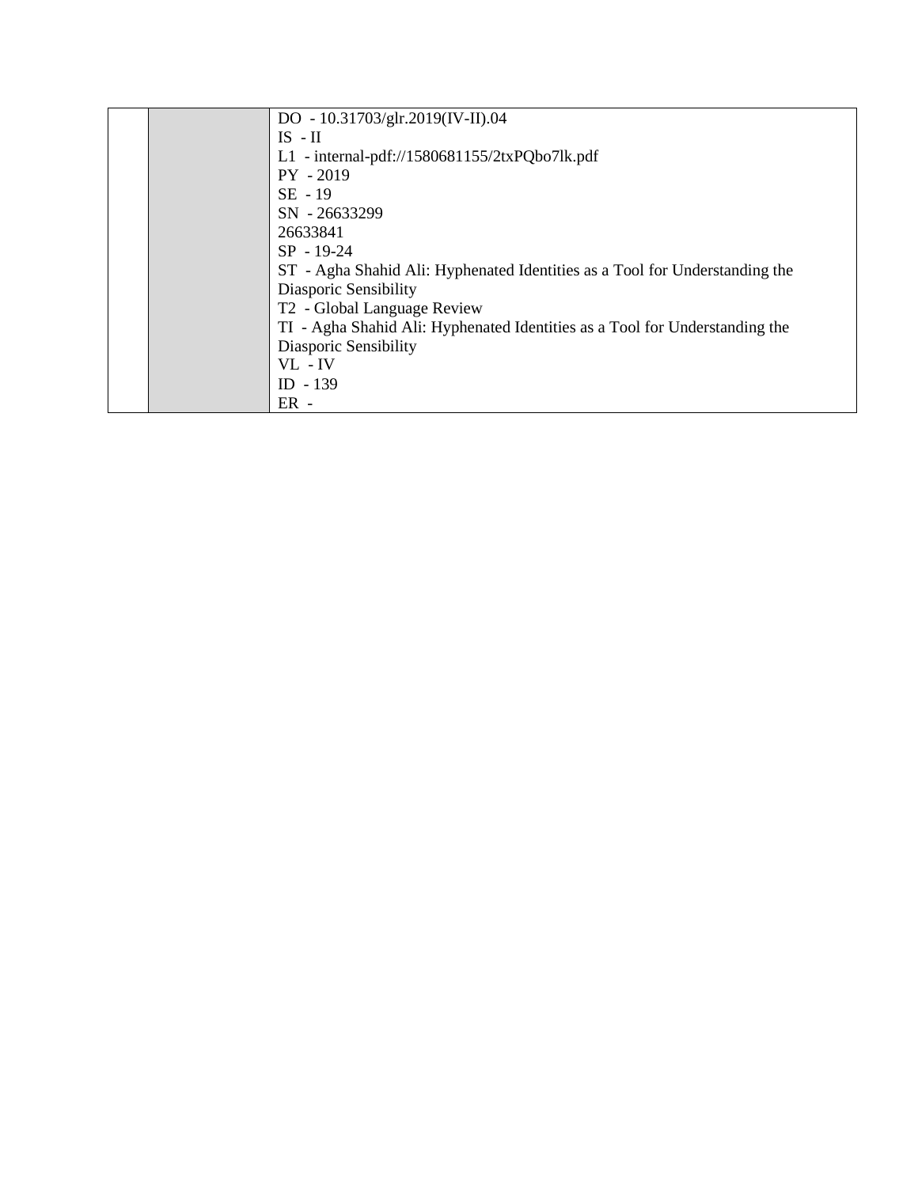| | | |
|---|---|---|
| | | DO - 10.31703/glr.2019(IV-II).04<br>IS - II<br>L1 - internal-pdf://1580681155/2txPQbo7lk.pdf<br>PY - 2019<br>SE - 19<br>SN - 26633299<br>26633841<br>SP - 19-24<br>ST - Agha Shahid Ali: Hyphenated Identities as a Tool for Understanding the Diasporic Sensibility<br>T2 - Global Language Review<br>TI - Agha Shahid Ali: Hyphenated Identities as a Tool for Understanding the Diasporic Sensibility<br>VL - IV<br>ID - 139<br>ER - |